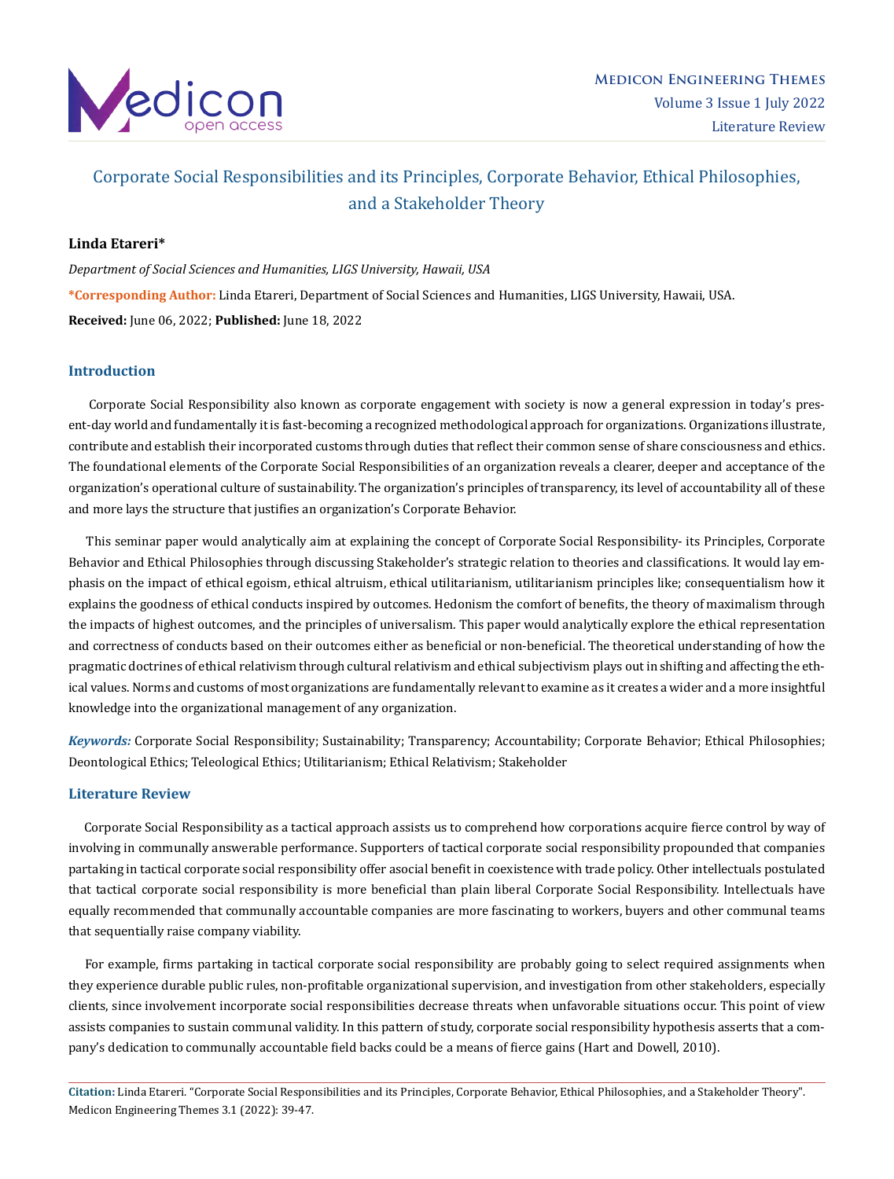# Corporate Social Responsibilities and its Principles, Corporate Behavior, Ethical Philosophies, and a Stakeholder Theory

**Linda Etareri***

*Department of Social Sciences and Humanities, LIGS University, Hawaii, USA*

**\*Corresponding Author:** Linda Etareri, Department of Social Sciences and Humanities, LIGS University, Hawaii, USA.

**Received:** June 06, 2022; **Published:** June 18, 2022

## Introduction

Corporate Social Responsibility also known as corporate engagement with society is now a general expression in today's present-day world and fundamentally it is fast-becoming a recognized methodological approach for organizations. Organizations illustrate, contribute and establish their incorporated customs through duties that reflect their common sense of share consciousness and ethics. The foundational elements of the Corporate Social Responsibilities of an organization reveals a clearer, deeper and acceptance of the organization's operational culture of sustainability. The organization's principles of transparency, its level of accountability all of these and more lays the structure that justifies an organization's Corporate Behavior.

This seminar paper would analytically aim at explaining the concept of Corporate Social Responsibility- its Principles, Corporate Behavior and Ethical Philosophies through discussing Stakeholder's strategic relation to theories and classifications. It would lay emphasis on the impact of ethical egoism, ethical altruism, ethical utilitarianism, utilitarianism principles like; consequentialism how it explains the goodness of ethical conducts inspired by outcomes. Hedonism the comfort of benefits, the theory of maximalism through the impacts of highest outcomes, and the principles of universalism. This paper would analytically explore the ethical representation and correctness of conducts based on their outcomes either as beneficial or non-beneficial. The theoretical understanding of how the pragmatic doctrines of ethical relativism through cultural relativism and ethical subjectivism plays out in shifting and affecting the ethical values. Norms and customs of most organizations are fundamentally relevant to examine as it creates a wider and a more insightful knowledge into the organizational management of any organization.

***Keywords:*** Corporate Social Responsibility; Sustainability; Transparency; Accountability; Corporate Behavior; Ethical Philosophies; Deontological Ethics; Teleological Ethics; Utilitarianism; Ethical Relativism; Stakeholder

## Literature Review

Corporate Social Responsibility as a tactical approach assists us to comprehend how corporations acquire fierce control by way of involving in communally answerable performance. Supporters of tactical corporate social responsibility propounded that companies partaking in tactical corporate social responsibility offer asocial benefit in coexistence with trade policy. Other intellectuals postulated that tactical corporate social responsibility is more beneficial than plain liberal Corporate Social Responsibility. Intellectuals have equally recommended that communally accountable companies are more fascinating to workers, buyers and other communal teams that sequentially raise company viability.

For example, firms partaking in tactical corporate social responsibility are probably going to select required assignments when they experience durable public rules, non-profitable organizational supervision, and investigation from other stakeholders, especially clients, since involvement incorporate social responsibilities decrease threats when unfavorable situations occur. This point of view assists companies to sustain communal validity. In this pattern of study, corporate social responsibility hypothesis asserts that a company's dedication to communally accountable field backs could be a means of fierce gains (Hart and Dowell, 2010).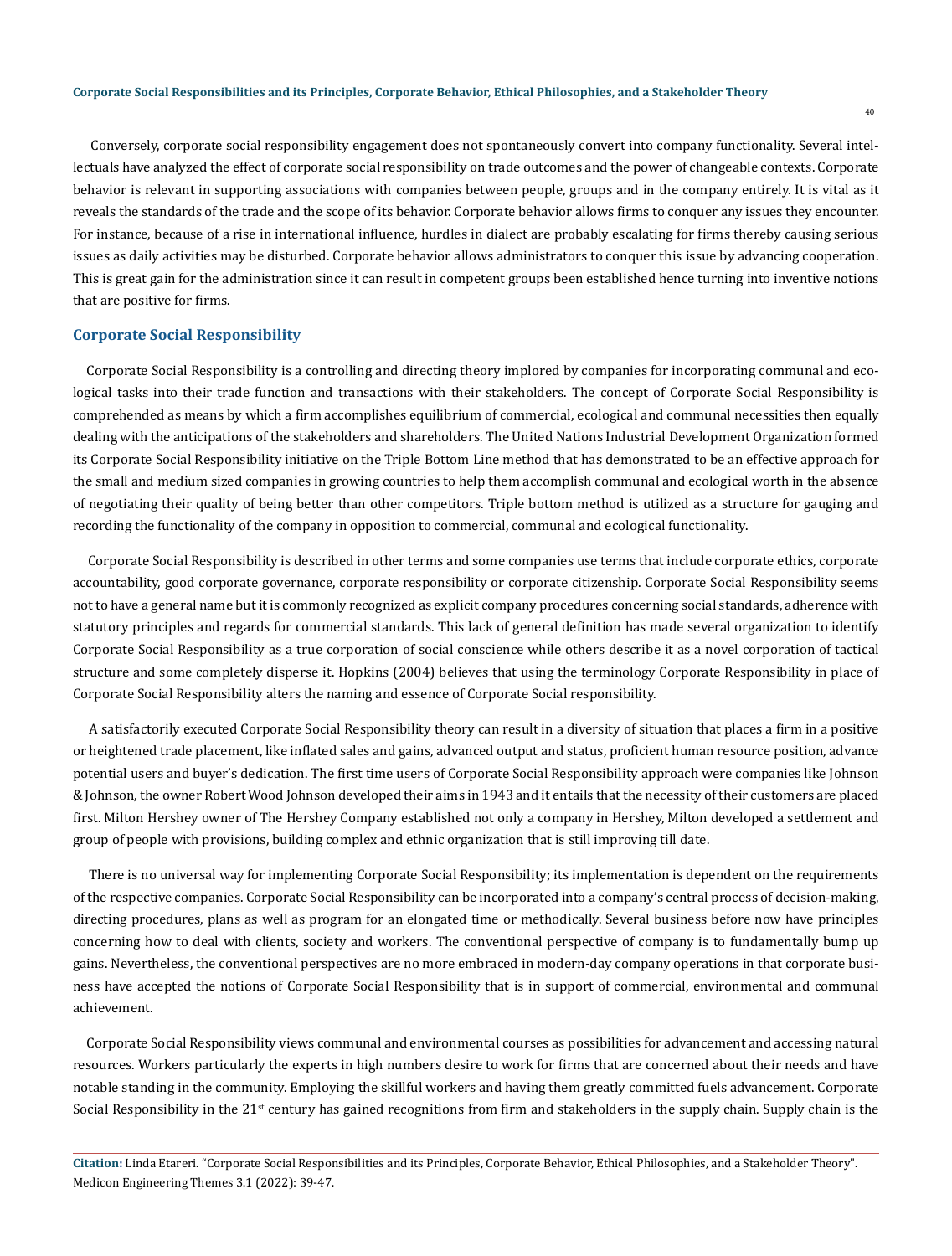Conversely, corporate social responsibility engagement does not spontaneously convert into company functionality. Several intellectuals have analyzed the effect of corporate social responsibility on trade outcomes and the power of changeable contexts. Corporate behavior is relevant in supporting associations with companies between people, groups and in the company entirely. It is vital as it reveals the standards of the trade and the scope of its behavior. Corporate behavior allows firms to conquer any issues they encounter. For instance, because of a rise in international influence, hurdles in dialect are probably escalating for firms thereby causing serious issues as daily activities may be disturbed. Corporate behavior allows administrators to conquer this issue by advancing cooperation. This is great gain for the administration since it can result in competent groups been established hence turning into inventive notions that are positive for firms.

## Corporate Social Responsibility

Corporate Social Responsibility is a controlling and directing theory implored by companies for incorporating communal and ecological tasks into their trade function and transactions with their stakeholders. The concept of Corporate Social Responsibility is comprehended as means by which a firm accomplishes equilibrium of commercial, ecological and communal necessities then equally dealing with the anticipations of the stakeholders and shareholders. The United Nations Industrial Development Organization formed its Corporate Social Responsibility initiative on the Triple Bottom Line method that has demonstrated to be an effective approach for the small and medium sized companies in growing countries to help them accomplish communal and ecological worth in the absence of negotiating their quality of being better than other competitors. Triple bottom method is utilized as a structure for gauging and recording the functionality of the company in opposition to commercial, communal and ecological functionality.

Corporate Social Responsibility is described in other terms and some companies use terms that include corporate ethics, corporate accountability, good corporate governance, corporate responsibility or corporate citizenship. Corporate Social Responsibility seems not to have a general name but it is commonly recognized as explicit company procedures concerning social standards, adherence with statutory principles and regards for commercial standards. This lack of general definition has made several organization to identify Corporate Social Responsibility as a true corporation of social conscience while others describe it as a novel corporation of tactical structure and some completely disperse it. Hopkins (2004) believes that using the terminology Corporate Responsibility in place of Corporate Social Responsibility alters the naming and essence of Corporate Social responsibility.

A satisfactorily executed Corporate Social Responsibility theory can result in a diversity of situation that places a firm in a positive or heightened trade placement, like inflated sales and gains, advanced output and status, proficient human resource position, advance potential users and buyer's dedication. The first time users of Corporate Social Responsibility approach were companies like Johnson & Johnson, the owner Robert Wood Johnson developed their aims in 1943 and it entails that the necessity of their customers are placed first. Milton Hershey owner of The Hershey Company established not only a company in Hershey, Milton developed a settlement and group of people with provisions, building complex and ethnic organization that is still improving till date.

There is no universal way for implementing Corporate Social Responsibility; its implementation is dependent on the requirements of the respective companies. Corporate Social Responsibility can be incorporated into a company's central process of decision-making, directing procedures, plans as well as program for an elongated time or methodically. Several business before now have principles concerning how to deal with clients, society and workers. The conventional perspective of company is to fundamentally bump up gains. Nevertheless, the conventional perspectives are no more embraced in modern-day company operations in that corporate business have accepted the notions of Corporate Social Responsibility that is in support of commercial, environmental and communal achievement.

Corporate Social Responsibility views communal and environmental courses as possibilities for advancement and accessing natural resources. Workers particularly the experts in high numbers desire to work for firms that are concerned about their needs and have notable standing in the community. Employing the skillful workers and having them greatly committed fuels advancement. Corporate Social Responsibility in the 21st century has gained recognitions from firm and stakeholders in the supply chain. Supply chain is the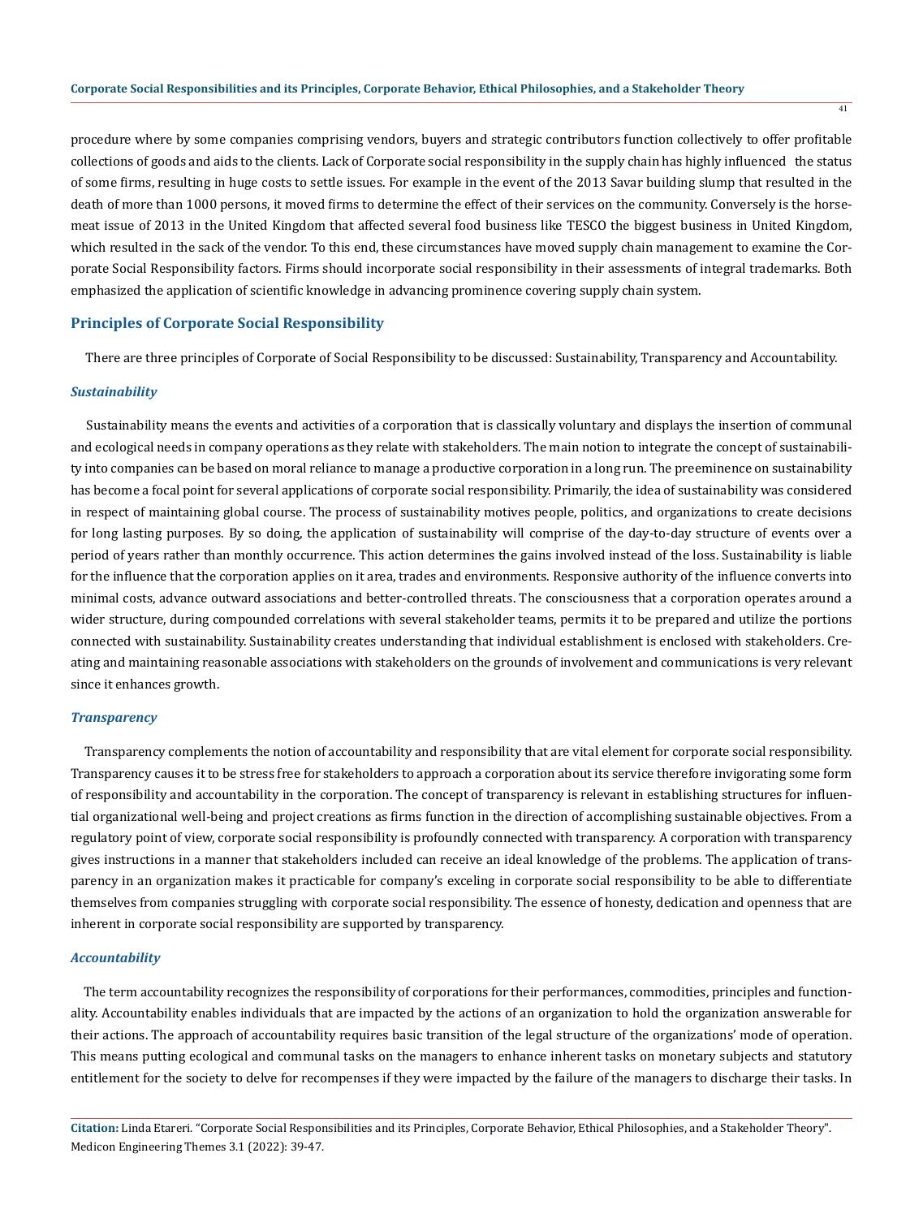procedure where by some companies comprising vendors, buyers and strategic contributors function collectively to offer profitable collections of goods and aids to the clients. Lack of Corporate social responsibility in the supply chain has highly influenced the status of some firms, resulting in huge costs to settle issues. For example in the event of the 2013 Savar building slump that resulted in the death of more than 1000 persons, it moved firms to determine the effect of their services on the community. Conversely is the horse-meat issue of 2013 in the United Kingdom that affected several food business like TESCO the biggest business in United Kingdom, which resulted in the sack of the vendor. To this end, these circumstances have moved supply chain management to examine the Corporate Social Responsibility factors. Firms should incorporate social responsibility in their assessments of integral trademarks. Both emphasized the application of scientific knowledge in advancing prominence covering supply chain system.

## Principles of Corporate Social Responsibility

There are three principles of Corporate of Social Responsibility to be discussed: Sustainability, Transparency and Accountability.

### *Sustainability*

Sustainability means the events and activities of a corporation that is classically voluntary and displays the insertion of communal and ecological needs in company operations as they relate with stakeholders. The main notion to integrate the concept of sustainability into companies can be based on moral reliance to manage a productive corporation in a long run. The preeminence on sustainability has become a focal point for several applications of corporate social responsibility. Primarily, the idea of sustainability was considered in respect of maintaining global course. The process of sustainability motives people, politics, and organizations to create decisions for long lasting purposes. By so doing, the application of sustainability will comprise of the day-to-day structure of events over a period of years rather than monthly occurrence. This action determines the gains involved instead of the loss. Sustainability is liable for the influence that the corporation applies on it area, trades and environments. Responsive authority of the influence converts into minimal costs, advance outward associations and better-controlled threats. The consciousness that a corporation operates around a wider structure, during compounded correlations with several stakeholder teams, permits it to be prepared and utilize the portions connected with sustainability. Sustainability creates understanding that individual establishment is enclosed with stakeholders. Creating and maintaining reasonable associations with stakeholders on the grounds of involvement and communications is very relevant since it enhances growth.

### *Transparency*

Transparency complements the notion of accountability and responsibility that are vital element for corporate social responsibility. Transparency causes it to be stress free for stakeholders to approach a corporation about its service therefore invigorating some form of responsibility and accountability in the corporation. The concept of transparency is relevant in establishing structures for influential organizational well-being and project creations as firms function in the direction of accomplishing sustainable objectives. From a regulatory point of view, corporate social responsibility is profoundly connected with transparency. A corporation with transparency gives instructions in a manner that stakeholders included can receive an ideal knowledge of the problems. The application of transparency in an organization makes it practicable for company's exceling in corporate social responsibility to be able to differentiate themselves from companies struggling with corporate social responsibility. The essence of honesty, dedication and openness that are inherent in corporate social responsibility are supported by transparency.

### *Accountability*

The term accountability recognizes the responsibility of corporations for their performances, commodities, principles and functionality. Accountability enables individuals that are impacted by the actions of an organization to hold the organization answerable for their actions. The approach of accountability requires basic transition of the legal structure of the organizations' mode of operation. This means putting ecological and communal tasks on the managers to enhance inherent tasks on monetary subjects and statutory entitlement for the society to delve for recompenses if they were impacted by the failure of the managers to discharge their tasks. In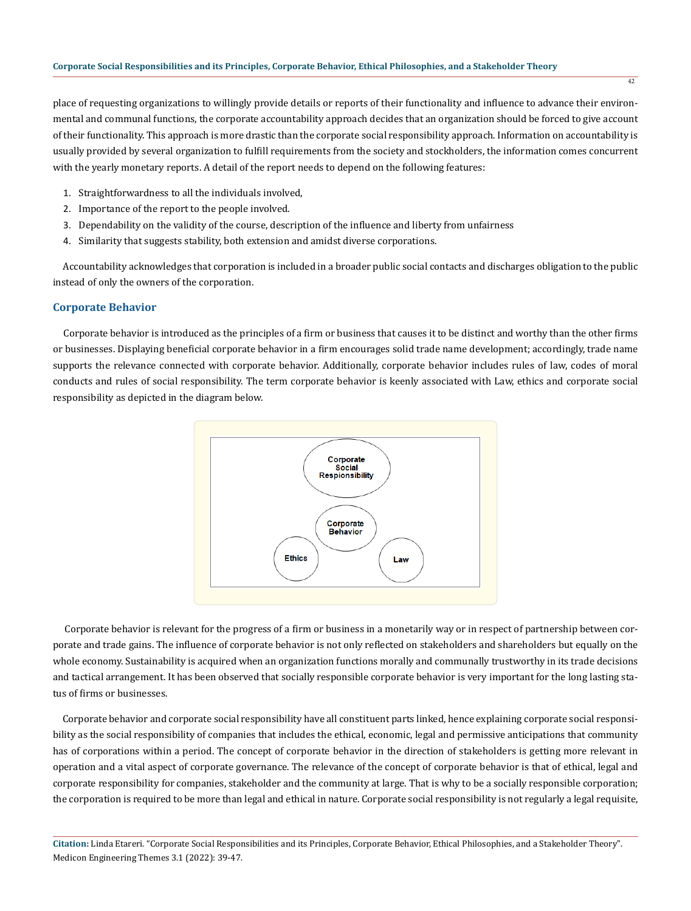place of requesting organizations to willingly provide details or reports of their functionality and influence to advance their environmental and communal functions, the corporate accountability approach decides that an organization should be forced to give account of their functionality. This approach is more drastic than the corporate social responsibility approach. Information on accountability is usually provided by several organization to fulfill requirements from the society and stockholders, the information comes concurrent with the yearly monetary reports. A detail of the report needs to depend on the following features:

1. Straightforwardness to all the individuals involved,
2. Importance of the report to the people involved.
3. Dependability on the validity of the course, description of the influence and liberty from unfairness
4. Similarity that suggests stability, both extension and amidst diverse corporations.

Accountability acknowledges that corporation is included in a broader public social contacts and discharges obligation to the public instead of only the owners of the corporation.

## Corporate Behavior

Corporate behavior is introduced as the principles of a firm or business that causes it to be distinct and worthy than the other firms or businesses. Displaying beneficial corporate behavior in a firm encourages solid trade name development; accordingly, trade name supports the relevance connected with corporate behavior. Additionally, corporate behavior includes rules of law, codes of moral conducts and rules of social responsibility. The term corporate behavior is keenly associated with Law, ethics and corporate social responsibility as depicted in the diagram below.

Corporate Social Responsibility

Corporate Behavior

Ethics

Law

Corporate behavior is relevant for the progress of a firm or business in a monetarily way or in respect of partnership between corporate and trade gains. The influence of corporate behavior is not only reflected on stakeholders and shareholders but equally on the whole economy. Sustainability is acquired when an organization functions morally and communally trustworthy in its trade decisions and tactical arrangement. It has been observed that socially responsible corporate behavior is very important for the long lasting status of firms or businesses.

Corporate behavior and corporate social responsibility have all constituent parts linked, hence explaining corporate social responsibility as the social responsibility of companies that includes the ethical, economic, legal and permissive anticipations that community has of corporations within a period. The concept of corporate behavior in the direction of stakeholders is getting more relevant in operation and a vital aspect of corporate governance. The relevance of the concept of corporate behavior is that of ethical, legal and corporate responsibility for companies, stakeholder and the community at large. That is why to be a socially responsible corporation; the corporation is required to be more than legal and ethical in nature. Corporate social responsibility is not regularly a legal requisite,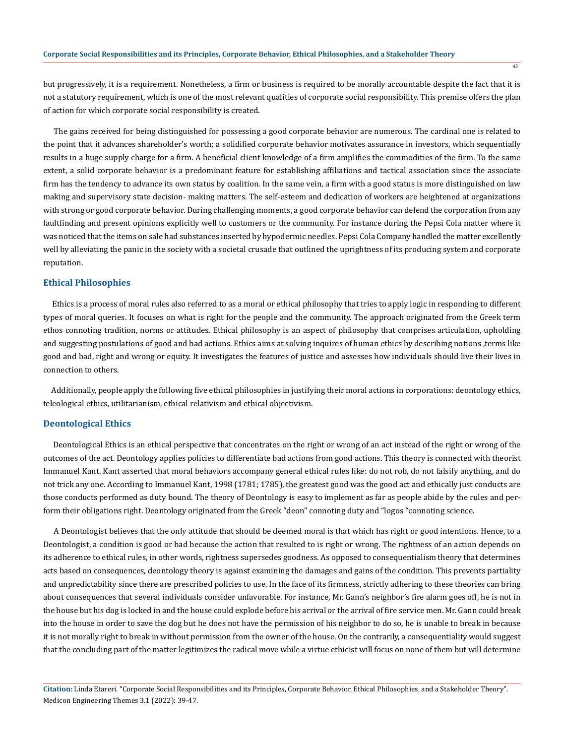but progressively, it is a requirement. Nonetheless, a firm or business is required to be morally accountable despite the fact that it is not a statutory requirement, which is one of the most relevant qualities of corporate social responsibility. This premise offers the plan of action for which corporate social responsibility is created.

The gains received for being distinguished for possessing a good corporate behavior are numerous. The cardinal one is related to the point that it advances shareholder's worth; a solidified corporate behavior motivates assurance in investors, which sequentially results in a huge supply charge for a firm. A beneficial client knowledge of a firm amplifies the commodities of the firm. To the same extent, a solid corporate behavior is a predominant feature for establishing affiliations and tactical association since the associate firm has the tendency to advance its own status by coalition. In the same vein, a firm with a good status is more distinguished on law making and supervisory state decision- making matters. The self-esteem and dedication of workers are heightened at organizations with strong or good corporate behavior. During challenging moments, a good corporate behavior can defend the corporation from any faultfinding and present opinions explicitly well to customers or the community. For instance during the Pepsi Cola matter where it was noticed that the items on sale had substances inserted by hypodermic needles. Pepsi Cola Company handled the matter excellently well by alleviating the panic in the society with a societal crusade that outlined the uprightness of its producing system and corporate reputation.

## Ethical Philosophies

Ethics is a process of moral rules also referred to as a moral or ethical philosophy that tries to apply logic in responding to different types of moral queries. It focuses on what is right for the people and the community. The approach originated from the Greek term ethos connoting tradition, norms or attitudes. Ethical philosophy is an aspect of philosophy that comprises articulation, upholding and suggesting postulations of good and bad actions. Ethics aims at solving inquires of human ethics by describing notions ,terms like good and bad, right and wrong or equity. It investigates the features of justice and assesses how individuals should live their lives in connection to others.

Additionally, people apply the following five ethical philosophies in justifying their moral actions in corporations: deontology ethics, teleological ethics, utilitarianism, ethical relativism and ethical objectivism.

## Deontological Ethics

Deontological Ethics is an ethical perspective that concentrates on the right or wrong of an act instead of the right or wrong of the outcomes of the act. Deontology applies policies to differentiate bad actions from good actions. This theory is connected with theorist Immanuel Kant. Kant asserted that moral behaviors accompany general ethical rules like: do not rob, do not falsify anything, and do not trick any one. According to Immanuel Kant, 1998 (1781; 1785), the greatest good was the good act and ethically just conducts are those conducts performed as duty bound. The theory of Deontology is easy to implement as far as people abide by the rules and perform their obligations right. Deontology originated from the Greek "deon" connoting duty and "logos "connoting science.

A Deontologist believes that the only attitude that should be deemed moral is that which has right or good intentions. Hence, to a Deontologist, a condition is good or bad because the action that resulted to is right or wrong. The rightness of an action depends on its adherence to ethical rules, in other words, rightness supersedes goodness. As opposed to consequentialism theory that determines acts based on consequences, deontology theory is against examining the damages and gains of the condition. This prevents partiality and unpredictability since there are prescribed policies to use. In the face of its firmness, strictly adhering to these theories can bring about consequences that several individuals consider unfavorable. For instance, Mr. Gann's neighbor's fire alarm goes off, he is not in the house but his dog is locked in and the house could explode before his arrival or the arrival of fire service men. Mr. Gann could break into the house in order to save the dog but he does not have the permission of his neighbor to do so, he is unable to break in because it is not morally right to break in without permission from the owner of the house. On the contrarily, a consequentiality would suggest that the concluding part of the matter legitimizes the radical move while a virtue ethicist will focus on none of them but will determine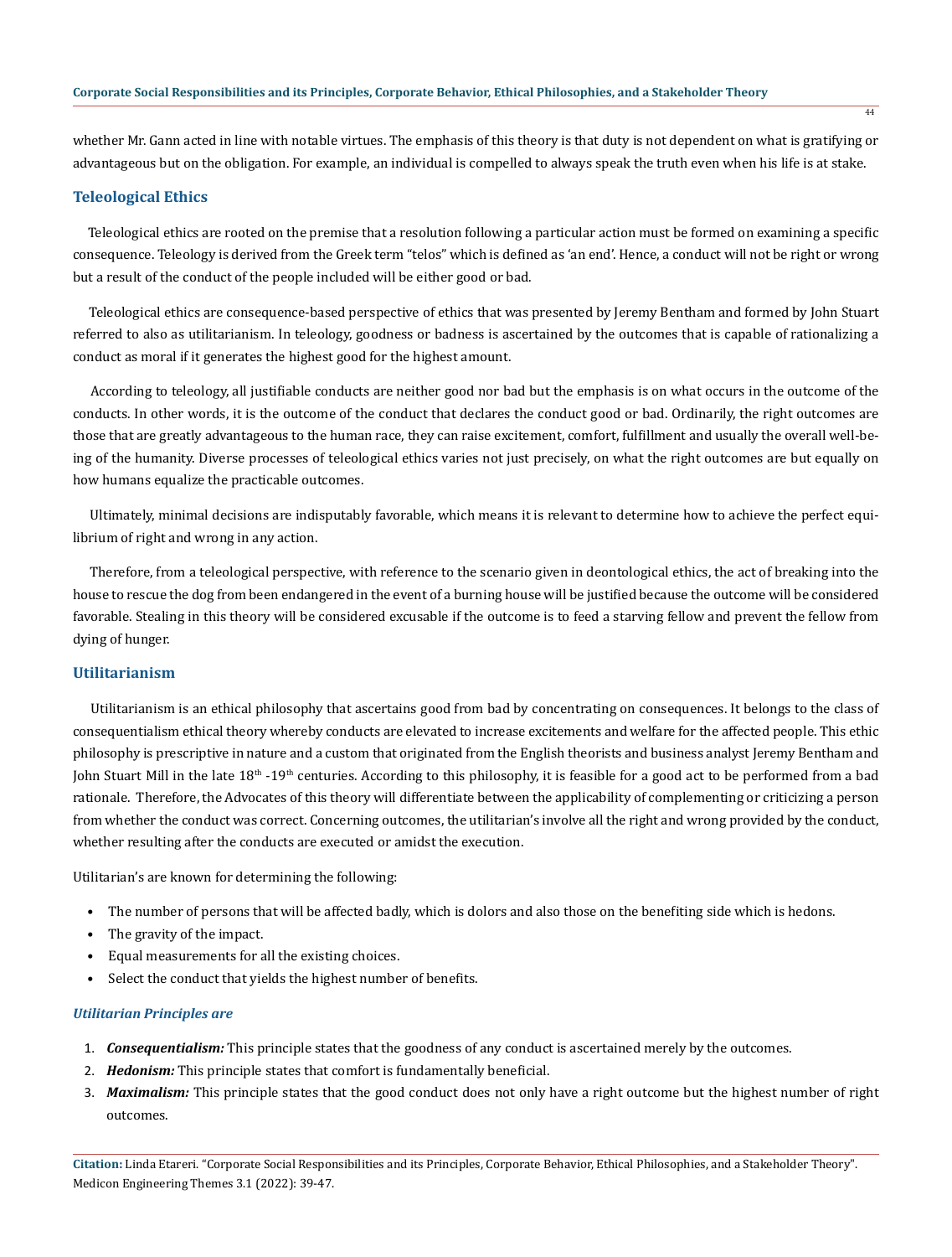whether Mr. Gann acted in line with notable virtues. The emphasis of this theory is that duty is not dependent on what is gratifying or advantageous but on the obligation. For example, an individual is compelled to always speak the truth even when his life is at stake.

## Teleological Ethics

Teleological ethics are rooted on the premise that a resolution following a particular action must be formed on examining a specific consequence. Teleology is derived from the Greek term "telos" which is defined as 'an end'. Hence, a conduct will not be right or wrong but a result of the conduct of the people included will be either good or bad.

Teleological ethics are consequence-based perspective of ethics that was presented by Jeremy Bentham and formed by John Stuart referred to also as utilitarianism. In teleology, goodness or badness is ascertained by the outcomes that is capable of rationalizing a conduct as moral if it generates the highest good for the highest amount.

According to teleology, all justifiable conducts are neither good nor bad but the emphasis is on what occurs in the outcome of the conducts. In other words, it is the outcome of the conduct that declares the conduct good or bad. Ordinarily, the right outcomes are those that are greatly advantageous to the human race, they can raise excitement, comfort, fulfillment and usually the overall well-being of the humanity. Diverse processes of teleological ethics varies not just precisely, on what the right outcomes are but equally on how humans equalize the practicable outcomes.

Ultimately, minimal decisions are indisputably favorable, which means it is relevant to determine how to achieve the perfect equilibrium of right and wrong in any action.

Therefore, from a teleological perspective, with reference to the scenario given in deontological ethics, the act of breaking into the house to rescue the dog from been endangered in the event of a burning house will be justified because the outcome will be considered favorable. Stealing in this theory will be considered excusable if the outcome is to feed a starving fellow and prevent the fellow from dying of hunger.

## Utilitarianism

Utilitarianism is an ethical philosophy that ascertains good from bad by concentrating on consequences. It belongs to the class of consequentialism ethical theory whereby conducts are elevated to increase excitements and welfare for the affected people. This ethic philosophy is prescriptive in nature and a custom that originated from the English theorists and business analyst Jeremy Bentham and John Stuart Mill in the late 18th -19th centuries. According to this philosophy, it is feasible for a good act to be performed from a bad rationale. Therefore, the Advocates of this theory will differentiate between the applicability of complementing or criticizing a person from whether the conduct was correct. Concerning outcomes, the utilitarian's involve all the right and wrong provided by the conduct, whether resulting after the conducts are executed or amidst the execution.

Utilitarian's are known for determining the following:

- The number of persons that will be affected badly, which is dolors and also those on the benefiting side which is hedons.
- The gravity of the impact.
- Equal measurements for all the existing choices.
- Select the conduct that yields the highest number of benefits.

### *Utilitarian Principles are*

1. ***Consequentialism:*** This principle states that the goodness of any conduct is ascertained merely by the outcomes.
2. ***Hedonism:*** This principle states that comfort is fundamentally beneficial.
3. ***Maximalism:*** This principle states that the good conduct does not only have a right outcome but the highest number of right outcomes.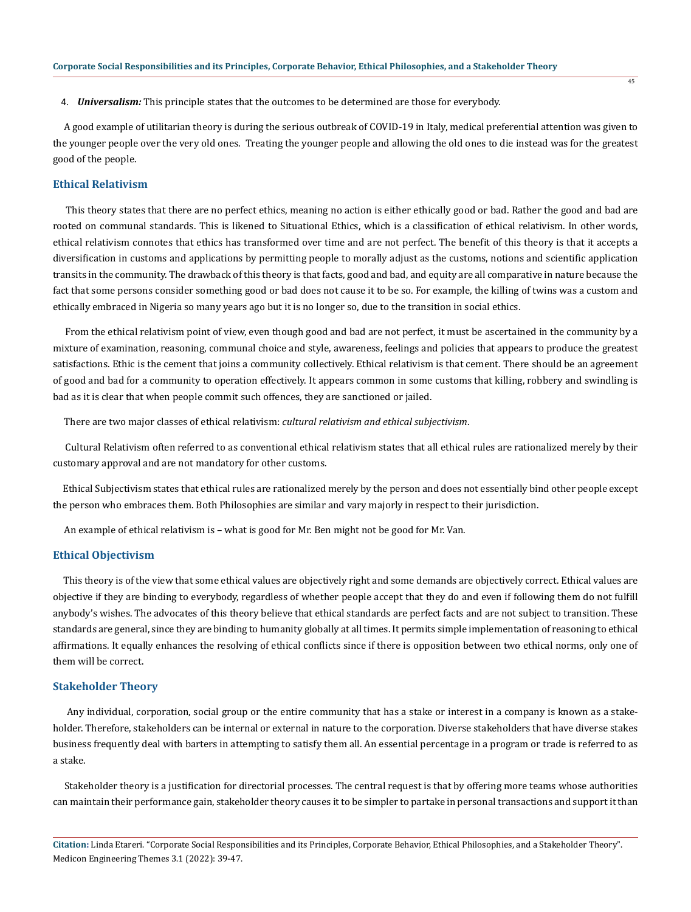4. ***Universalism:*** This principle states that the outcomes to be determined are those for everybody.

A good example of utilitarian theory is during the serious outbreak of COVID-19 in Italy, medical preferential attention was given to the younger people over the very old ones. Treating the younger people and allowing the old ones to die instead was for the greatest good of the people.

## Ethical Relativism

This theory states that there are no perfect ethics, meaning no action is either ethically good or bad. Rather the good and bad are rooted on communal standards. This is likened to Situational Ethics, which is a classification of ethical relativism. In other words, ethical relativism connotes that ethics has transformed over time and are not perfect. The benefit of this theory is that it accepts a diversification in customs and applications by permitting people to morally adjust as the customs, notions and scientific application transits in the community. The drawback of this theory is that facts, good and bad, and equity are all comparative in nature because the fact that some persons consider something good or bad does not cause it to be so. For example, the killing of twins was a custom and ethically embraced in Nigeria so many years ago but it is no longer so, due to the transition in social ethics.

From the ethical relativism point of view, even though good and bad are not perfect, it must be ascertained in the community by a mixture of examination, reasoning, communal choice and style, awareness, feelings and policies that appears to produce the greatest satisfactions. Ethic is the cement that joins a community collectively. Ethical relativism is that cement. There should be an agreement of good and bad for a community to operation effectively. It appears common in some customs that killing, robbery and swindling is bad as it is clear that when people commit such offences, they are sanctioned or jailed.

There are two major classes of ethical relativism: *cultural relativism and ethical subjectivism*.

Cultural Relativism often referred to as conventional ethical relativism states that all ethical rules are rationalized merely by their customary approval and are not mandatory for other customs.

Ethical Subjectivism states that ethical rules are rationalized merely by the person and does not essentially bind other people except the person who embraces them. Both Philosophies are similar and vary majorly in respect to their jurisdiction.

An example of ethical relativism is – what is good for Mr. Ben might not be good for Mr. Van.

## Ethical Objectivism

This theory is of the view that some ethical values are objectively right and some demands are objectively correct. Ethical values are objective if they are binding to everybody, regardless of whether people accept that they do and even if following them do not fulfill anybody's wishes. The advocates of this theory believe that ethical standards are perfect facts and are not subject to transition. These standards are general, since they are binding to humanity globally at all times. It permits simple implementation of reasoning to ethical affirmations. It equally enhances the resolving of ethical conflicts since if there is opposition between two ethical norms, only one of them will be correct.

## Stakeholder Theory

Any individual, corporation, social group or the entire community that has a stake or interest in a company is known as a stakeholder. Therefore, stakeholders can be internal or external in nature to the corporation. Diverse stakeholders that have diverse stakes business frequently deal with barters in attempting to satisfy them all. An essential percentage in a program or trade is referred to as a stake.

Stakeholder theory is a justification for directorial processes. The central request is that by offering more teams whose authorities can maintain their performance gain, stakeholder theory causes it to be simpler to partake in personal transactions and support it than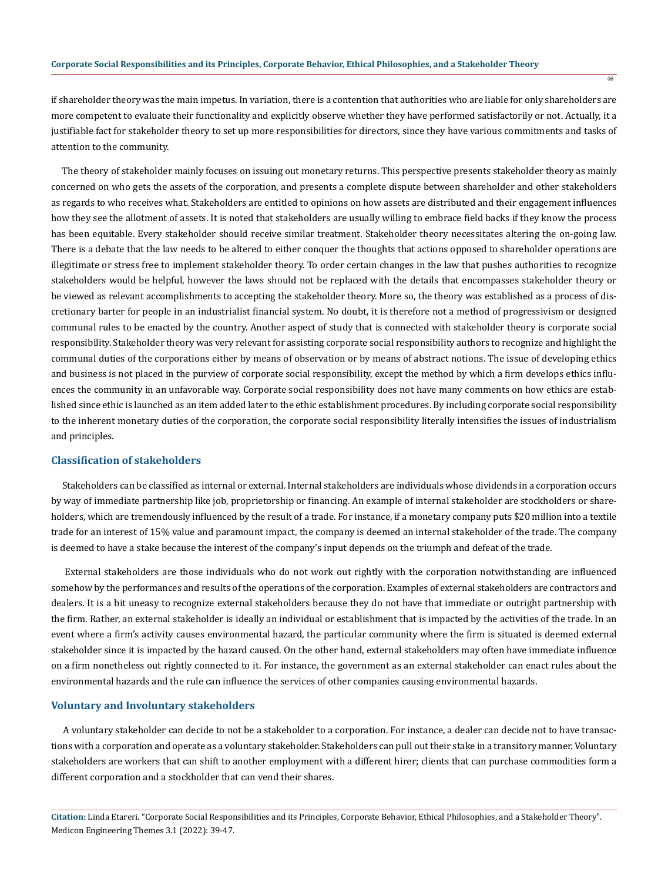if shareholder theory was the main impetus. In variation, there is a contention that authorities who are liable for only shareholders are more competent to evaluate their functionality and explicitly observe whether they have performed satisfactorily or not. Actually, it a justifiable fact for stakeholder theory to set up more responsibilities for directors, since they have various commitments and tasks of attention to the community.

The theory of stakeholder mainly focuses on issuing out monetary returns. This perspective presents stakeholder theory as mainly concerned on who gets the assets of the corporation, and presents a complete dispute between shareholder and other stakeholders as regards to who receives what. Stakeholders are entitled to opinions on how assets are distributed and their engagement influences how they see the allotment of assets. It is noted that stakeholders are usually willing to embrace field backs if they know the process has been equitable. Every stakeholder should receive similar treatment. Stakeholder theory necessitates altering the on-going law. There is a debate that the law needs to be altered to either conquer the thoughts that actions opposed to shareholder operations are illegitimate or stress free to implement stakeholder theory. To order certain changes in the law that pushes authorities to recognize stakeholders would be helpful, however the laws should not be replaced with the details that encompasses stakeholder theory or be viewed as relevant accomplishments to accepting the stakeholder theory. More so, the theory was established as a process of discretionary barter for people in an industrialist financial system. No doubt, it is therefore not a method of progressivism or designed communal rules to be enacted by the country. Another aspect of study that is connected with stakeholder theory is corporate social responsibility. Stakeholder theory was very relevant for assisting corporate social responsibility authors to recognize and highlight the communal duties of the corporations either by means of observation or by means of abstract notions. The issue of developing ethics and business is not placed in the purview of corporate social responsibility, except the method by which a firm develops ethics influences the community in an unfavorable way. Corporate social responsibility does not have many comments on how ethics are established since ethic is launched as an item added later to the ethic establishment procedures. By including corporate social responsibility to the inherent monetary duties of the corporation, the corporate social responsibility literally intensifies the issues of industrialism and principles.

## Classification of stakeholders

Stakeholders can be classified as internal or external. Internal stakeholders are individuals whose dividends in a corporation occurs by way of immediate partnership like job, proprietorship or financing. An example of internal stakeholder are stockholders or shareholders, which are tremendously influenced by the result of a trade. For instance, if a monetary company puts $20 million into a textile trade for an interest of 15% value and paramount impact, the company is deemed an internal stakeholder of the trade. The company is deemed to have a stake because the interest of the company's input depends on the triumph and defeat of the trade.

External stakeholders are those individuals who do not work out rightly with the corporation notwithstanding are influenced somehow by the performances and results of the operations of the corporation. Examples of external stakeholders are contractors and dealers. It is a bit uneasy to recognize external stakeholders because they do not have that immediate or outright partnership with the firm. Rather, an external stakeholder is ideally an individual or establishment that is impacted by the activities of the trade. In an event where a firm's activity causes environmental hazard, the particular community where the firm is situated is deemed external stakeholder since it is impacted by the hazard caused. On the other hand, external stakeholders may often have immediate influence on a firm nonetheless out rightly connected to it. For instance, the government as an external stakeholder can enact rules about the environmental hazards and the rule can influence the services of other companies causing environmental hazards.

## Voluntary and Involuntary stakeholders

A voluntary stakeholder can decide to not be a stakeholder to a corporation. For instance, a dealer can decide not to have transactions with a corporation and operate as a voluntary stakeholder. Stakeholders can pull out their stake in a transitory manner. Voluntary stakeholders are workers that can shift to another employment with a different hirer; clients that can purchase commodities form a different corporation and a stockholder that can vend their shares.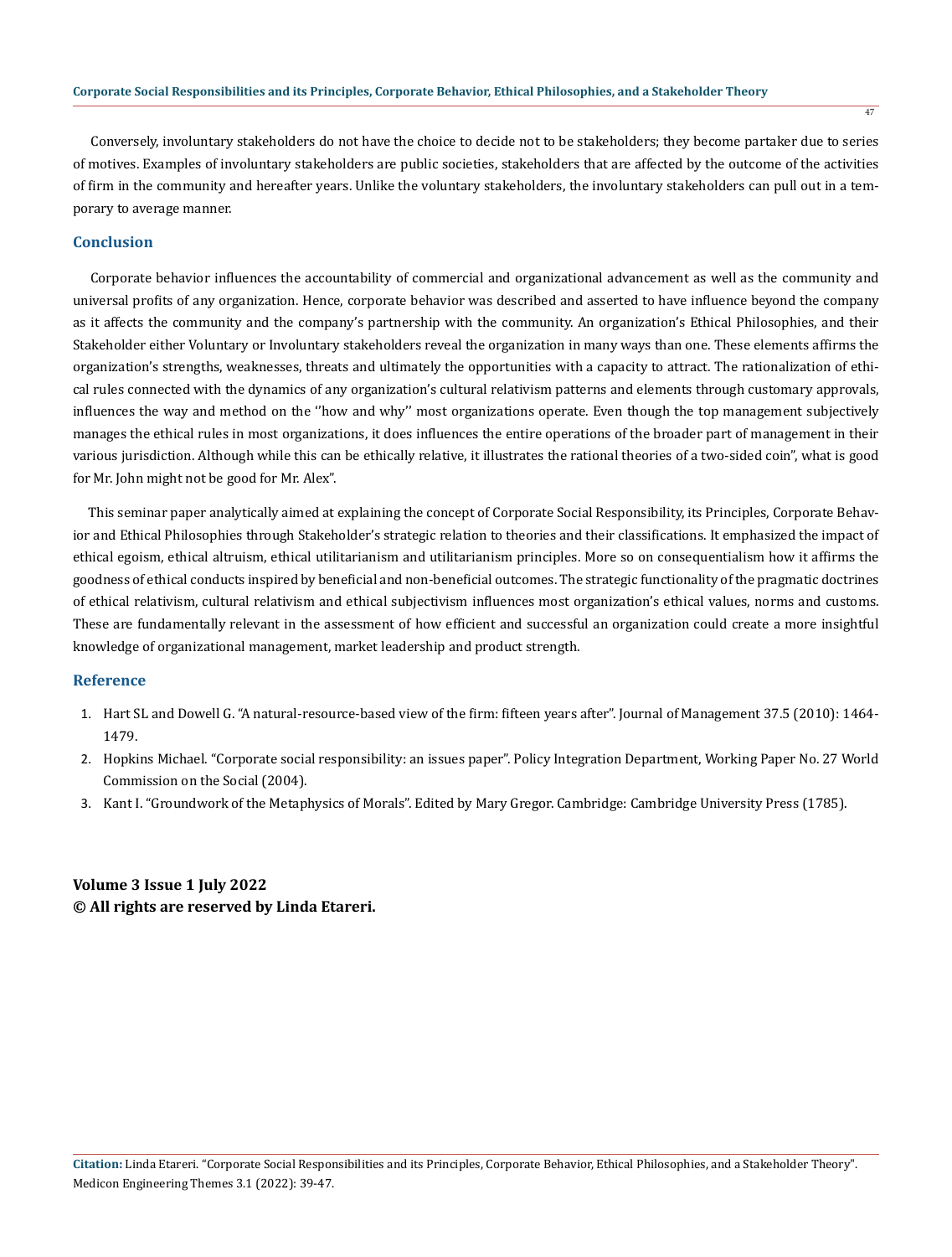Conversely, involuntary stakeholders do not have the choice to decide not to be stakeholders; they become partaker due to series of motives. Examples of involuntary stakeholders are public societies, stakeholders that are affected by the outcome of the activities of firm in the community and hereafter years. Unlike the voluntary stakeholders, the involuntary stakeholders can pull out in a temporary to average manner.

## Conclusion

Corporate behavior influences the accountability of commercial and organizational advancement as well as the community and universal profits of any organization. Hence, corporate behavior was described and asserted to have influence beyond the company as it affects the community and the company's partnership with the community. An organization's Ethical Philosophies, and their Stakeholder either Voluntary or Involuntary stakeholders reveal the organization in many ways than one. These elements affirms the organization's strengths, weaknesses, threats and ultimately the opportunities with a capacity to attract. The rationalization of ethical rules connected with the dynamics of any organization's cultural relativism patterns and elements through customary approvals, influences the way and method on the ''how and why'' most organizations operate. Even though the top management subjectively manages the ethical rules in most organizations, it does influences the entire operations of the broader part of management in their various jurisdiction. Although while this can be ethically relative, it illustrates the rational theories of a two-sided coin", what is good for Mr. John might not be good for Mr. Alex".

This seminar paper analytically aimed at explaining the concept of Corporate Social Responsibility, its Principles, Corporate Behavior and Ethical Philosophies through Stakeholder's strategic relation to theories and their classifications. It emphasized the impact of ethical egoism, ethical altruism, ethical utilitarianism and utilitarianism principles. More so on consequentialism how it affirms the goodness of ethical conducts inspired by beneficial and non-beneficial outcomes. The strategic functionality of the pragmatic doctrines of ethical relativism, cultural relativism and ethical subjectivism influences most organization's ethical values, norms and customs. These are fundamentally relevant in the assessment of how efficient and successful an organization could create a more insightful knowledge of organizational management, market leadership and product strength.

## Reference

1. Hart SL and Dowell G. "A natural-resource-based view of the firm: fifteen years after". Journal of Management 37.5 (2010): 1464-1479.
2. Hopkins Michael. "Corporate social responsibility: an issues paper". Policy Integration Department, Working Paper No. 27 World Commission on the Social (2004).
3. Kant I. "Groundwork of the Metaphysics of Morals". Edited by Mary Gregor. Cambridge: Cambridge University Press (1785).

**Volume 3 Issue 1 July 2022**
**© All rights are reserved by Linda Etareri.**